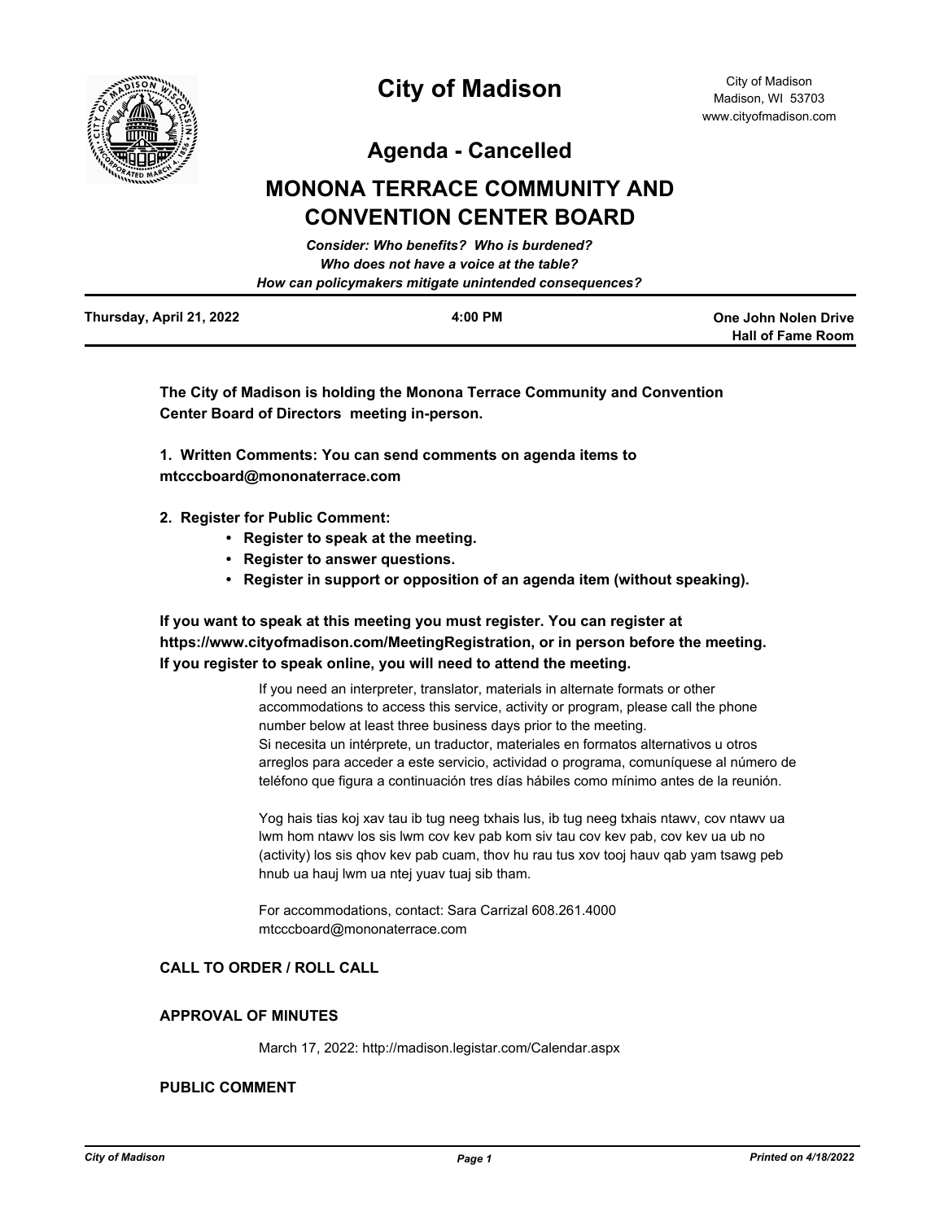# City of Madison

City of Madison
Madison, WI 53703
www.cityofmadison.com

## Agenda - Cancelled

## MONONA TERRACE COMMUNITY AND CONVENTION CENTER BOARD

***Consider: Who benefits? Who is burdened?***
***Who does not have a voice at the table?***
***How can policymakers mitigate unintended consequences?***

**Thursday, April 21, 2022** | **4:00 PM** | **One John Nolen Drive Hall of Fame Room**

**The City of Madison is holding the Monona Terrace Community and Convention Center Board of Directors meeting in-person.**

**1. Written Comments: You can send comments on agenda items to mtcccboard@mononaterrace.com**

**2. Register for Public Comment:**

- **Register to speak at the meeting.**
- **Register to answer questions.**
- **Register in support or opposition of an agenda item (without speaking).**

**If you want to speak at this meeting you must register. You can register at https://www.cityofmadison.com/MeetingRegistration, or in person before the meeting. If you register to speak online, you will need to attend the meeting.**

If you need an interpreter, translator, materials in alternate formats or other accommodations to access this service, activity or program, please call the phone number below at least three business days prior to the meeting.
Si necesita un intérprete, un traductor, materiales en formatos alternativos u otros arreglos para acceder a este servicio, actividad o programa, comuníquese al número de teléfono que figura a continuación tres días hábiles como mínimo antes de la reunión.

Yog hais tias koj xav tau ib tug neeg txhais lus, ib tug neeg txhais ntawv, cov ntawv ua lwm hom ntawv los sis lwm cov kev pab kom siv tau cov kev pab, cov kev ua ub no (activity) los sis qhov kev pab cuam, thov hu rau tus xov tooj hauv qab yam tsawg peb hnub ua hauj lwm ua ntej yuav tuaj sib tham.

For accommodations, contact: Sara Carrizal 608.261.4000
mtcccboard@mononaterrace.com

### CALL TO ORDER / ROLL CALL

### APPROVAL OF MINUTES

March 17, 2022: http://madison.legistar.com/Calendar.aspx

### PUBLIC COMMENT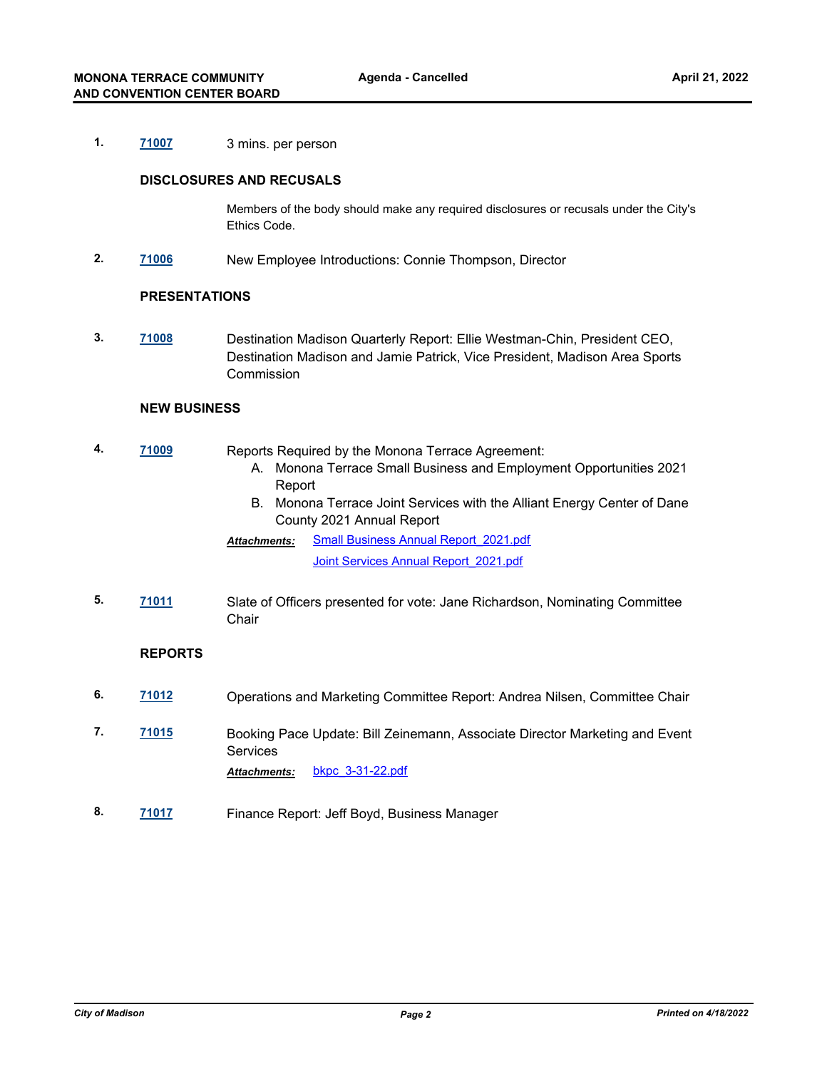1. **71007** 3 mins. per person

### DISCLOSURES AND RECUSALS

Members of the body should make any required disclosures or recusals under the City's Ethics Code.

2. **71006** New Employee Introductions: Connie Thompson, Director

### PRESENTATIONS

3. **71008** Destination Madison Quarterly Report: Ellie Westman-Chin, President CEO, Destination Madison and Jamie Patrick, Vice President, Madison Area Sports Commission

### NEW BUSINESS

4. **71009** Reports Required by the Monona Terrace Agreement:
   A. Monona Terrace Small Business and Employment Opportunities 2021 Report
   B. Monona Terrace Joint Services with the Alliant Energy Center of Dane County 2021 Annual Report

   ***Attachments:*** Small Business Annual Report_2021.pdf
   Joint Services Annual Report_2021.pdf

5. **71011** Slate of Officers presented for vote: Jane Richardson, Nominating Committee Chair

### REPORTS

6. **71012** Operations and Marketing Committee Report: Andrea Nilsen, Committee Chair

7. **71015** Booking Pace Update: Bill Zeinemann, Associate Director Marketing and Event Services

   ***Attachments:*** bkpc_3-31-22.pdf

8. **71017** Finance Report: Jeff Boyd, Business Manager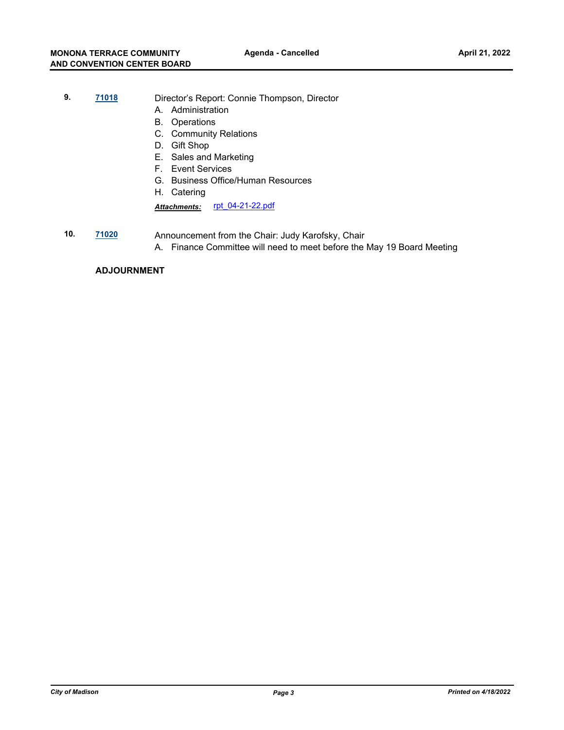**9.** **71018** Director's Report: Connie Thompson, Director

A. Administration
B. Operations
C. Community Relations
D. Gift Shop
E. Sales and Marketing
F. Event Services
G. Business Office/Human Resources
H. Catering

***Attachments:*** rpt_04-21-22.pdf

**10.** **71020** Announcement from the Chair: Judy Karofsky, Chair

A. Finance Committee will need to meet before the May 19 Board Meeting

**ADJOURNMENT**